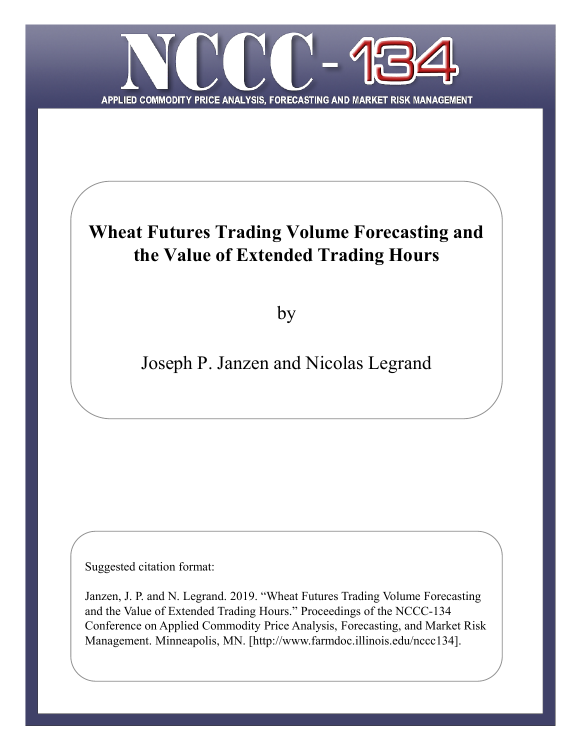# NCCC-134

APPLIED COMMODITY PRICE ANALYSIS, FORECASTING AND MARKET RISK MANAGEMENT

**Wheat Futures Trading Volume Forecasting and the Value of Extended Trading Hours**

by

Joseph P. Janzen and Nicolas Legrand

Suggested citation format:

Janzen, J. P. and N. Legrand. 2019. "Wheat Futures Trading Volume Forecasting and the Value of Extended Trading Hours." Proceedings of the NCCC-134 Conference on Applied Commodity Price Analysis, Forecasting, and Market Risk Management. Minneapolis, MN. [http://www.farmdoc.illinois.edu/nccc134].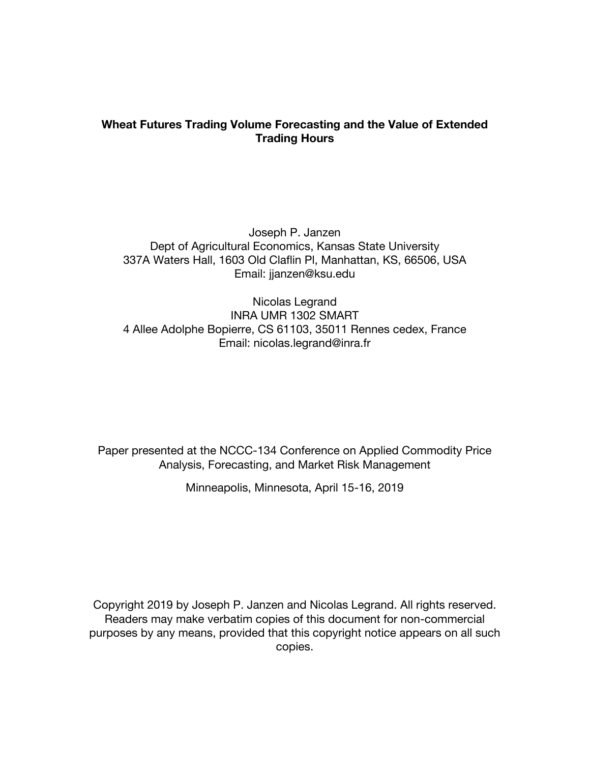**Wheat Futures Trading Volume Forecasting and the Value of Extended Trading Hours**

Joseph P. Janzen
Dept of Agricultural Economics, Kansas State University
337A Waters Hall, 1603 Old Claflin Pl, Manhattan, KS, 66506, USA
Email: jjanzen@ksu.edu

Nicolas Legrand
INRA UMR 1302 SMART
4 Allee Adolphe Bopierre, CS 61103, 35011 Rennes cedex, France
Email: nicolas.legrand@inra.fr

Paper presented at the NCCC-134 Conference on Applied Commodity Price Analysis, Forecasting, and Market Risk Management

Minneapolis, Minnesota, April 15-16, 2019

Copyright 2019 by Joseph P. Janzen and Nicolas Legrand. All rights reserved. Readers may make verbatim copies of this document for non-commercial purposes by any means, provided that this copyright notice appears on all such copies.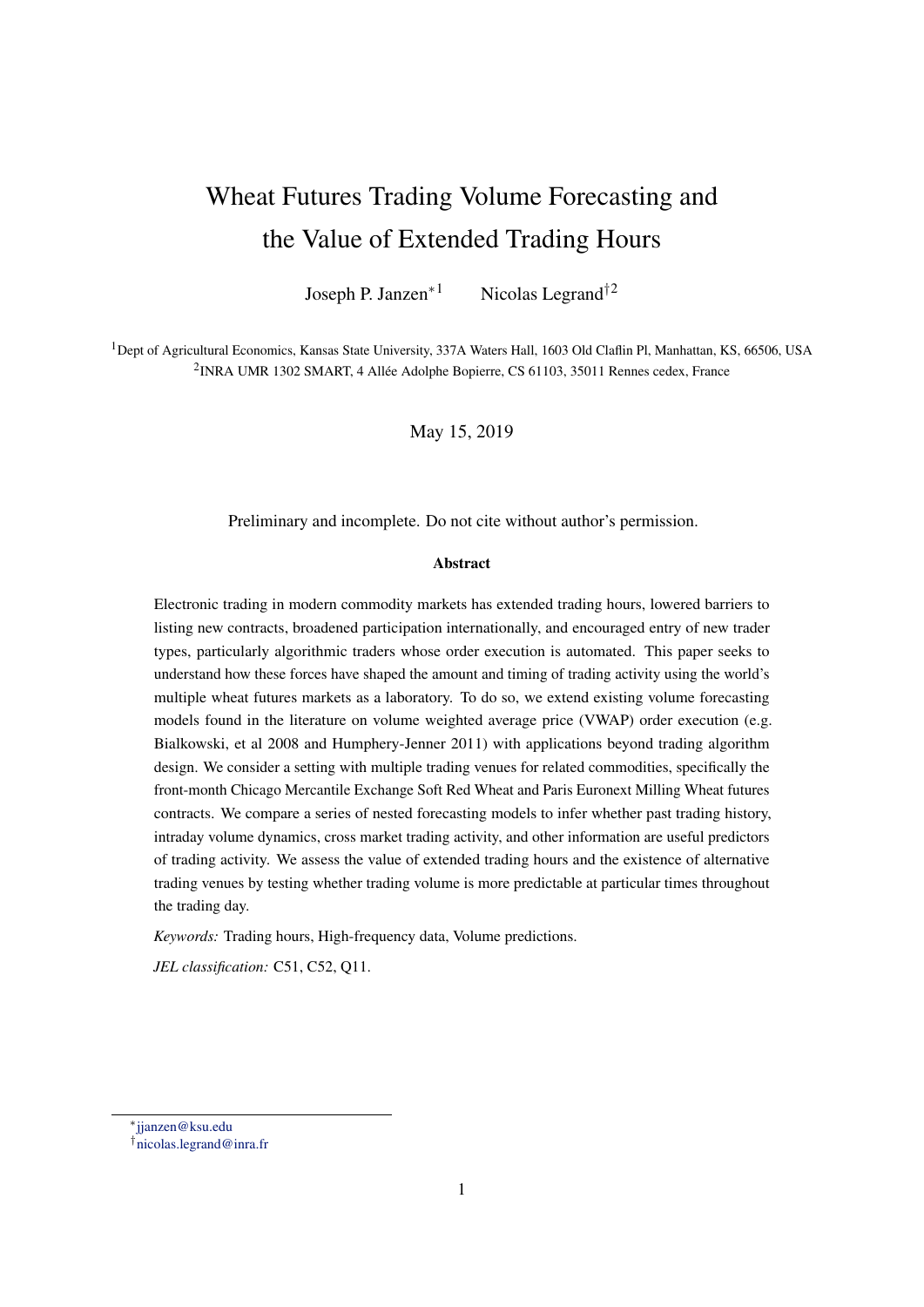# Wheat Futures Trading Volume Forecasting and the Value of Extended Trading Hours

Joseph P. Janzen[*1]    Nicolas Legrand[†2]

[1]Dept of Agricultural Economics, Kansas State University, 337A Waters Hall, 1603 Old Claflin Pl, Manhattan, KS, 66506, USA
[2]INRA UMR 1302 SMART, 4 Allée Adolphe Bopierre, CS 61103, 35011 Rennes cedex, France

May 15, 2019

Preliminary and incomplete. Do not cite without author's permission.

**Abstract**

Electronic trading in modern commodity markets has extended trading hours, lowered barriers to listing new contracts, broadened participation internationally, and encouraged entry of new trader types, particularly algorithmic traders whose order execution is automated. This paper seeks to understand how these forces have shaped the amount and timing of trading activity using the world's multiple wheat futures markets as a laboratory. To do so, we extend existing volume forecasting models found in the literature on volume weighted average price (VWAP) order execution (e.g. Bialkowski, et al 2008 and Humphery-Jenner 2011) with applications beyond trading algorithm design. We consider a setting with multiple trading venues for related commodities, specifically the front-month Chicago Mercantile Exchange Soft Red Wheat and Paris Euronext Milling Wheat futures contracts. We compare a series of nested forecasting models to infer whether past trading history, intraday volume dynamics, cross market trading activity, and other information are useful predictors of trading activity. We assess the value of extended trading hours and the existence of alternative trading venues by testing whether trading volume is more predictable at particular times throughout the trading day.

*Keywords:* Trading hours, High-frequency data, Volume predictions.

*JEL classification:* C51, C52, Q11.

[*]jjanzen@ksu.edu
[†]nicolas.legrand@inra.fr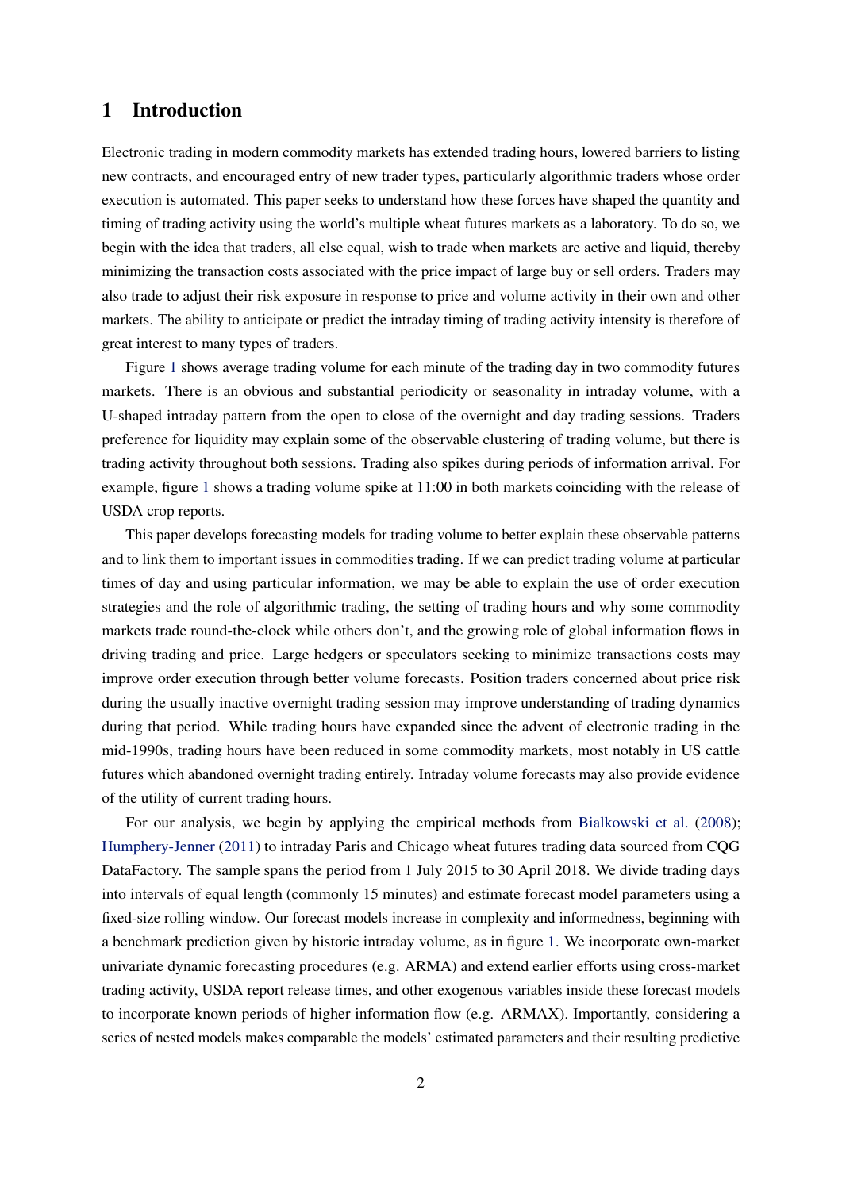## 1 Introduction

Electronic trading in modern commodity markets has extended trading hours, lowered barriers to listing new contracts, and encouraged entry of new trader types, particularly algorithmic traders whose order execution is automated. This paper seeks to understand how these forces have shaped the quantity and timing of trading activity using the world's multiple wheat futures markets as a laboratory. To do so, we begin with the idea that traders, all else equal, wish to trade when markets are active and liquid, thereby minimizing the transaction costs associated with the price impact of large buy or sell orders. Traders may also trade to adjust their risk exposure in response to price and volume activity in their own and other markets. The ability to anticipate or predict the intraday timing of trading activity intensity is therefore of great interest to many types of traders.

Figure 1 shows average trading volume for each minute of the trading day in two commodity futures markets. There is an obvious and substantial periodicity or seasonality in intraday volume, with a U-shaped intraday pattern from the open to close of the overnight and day trading sessions. Traders preference for liquidity may explain some of the observable clustering of trading volume, but there is trading activity throughout both sessions. Trading also spikes during periods of information arrival. For example, figure 1 shows a trading volume spike at 11:00 in both markets coinciding with the release of USDA crop reports.

This paper develops forecasting models for trading volume to better explain these observable patterns and to link them to important issues in commodities trading. If we can predict trading volume at particular times of day and using particular information, we may be able to explain the use of order execution strategies and the role of algorithmic trading, the setting of trading hours and why some commodity markets trade round-the-clock while others don't, and the growing role of global information flows in driving trading and price. Large hedgers or speculators seeking to minimize transactions costs may improve order execution through better volume forecasts. Position traders concerned about price risk during the usually inactive overnight trading session may improve understanding of trading dynamics during that period. While trading hours have expanded since the advent of electronic trading in the mid-1990s, trading hours have been reduced in some commodity markets, most notably in US cattle futures which abandoned overnight trading entirely. Intraday volume forecasts may also provide evidence of the utility of current trading hours.

For our analysis, we begin by applying the empirical methods from Bialkowski et al. (2008); Humphery-Jenner (2011) to intraday Paris and Chicago wheat futures trading data sourced from CQG DataFactory. The sample spans the period from 1 July 2015 to 30 April 2018. We divide trading days into intervals of equal length (commonly 15 minutes) and estimate forecast model parameters using a fixed-size rolling window. Our forecast models increase in complexity and informedness, beginning with a benchmark prediction given by historic intraday volume, as in figure 1. We incorporate own-market univariate dynamic forecasting procedures (e.g. ARMA) and extend earlier efforts using cross-market trading activity, USDA report release times, and other exogenous variables inside these forecast models to incorporate known periods of higher information flow (e.g. ARMAX). Importantly, considering a series of nested models makes comparable the models' estimated parameters and their resulting predictive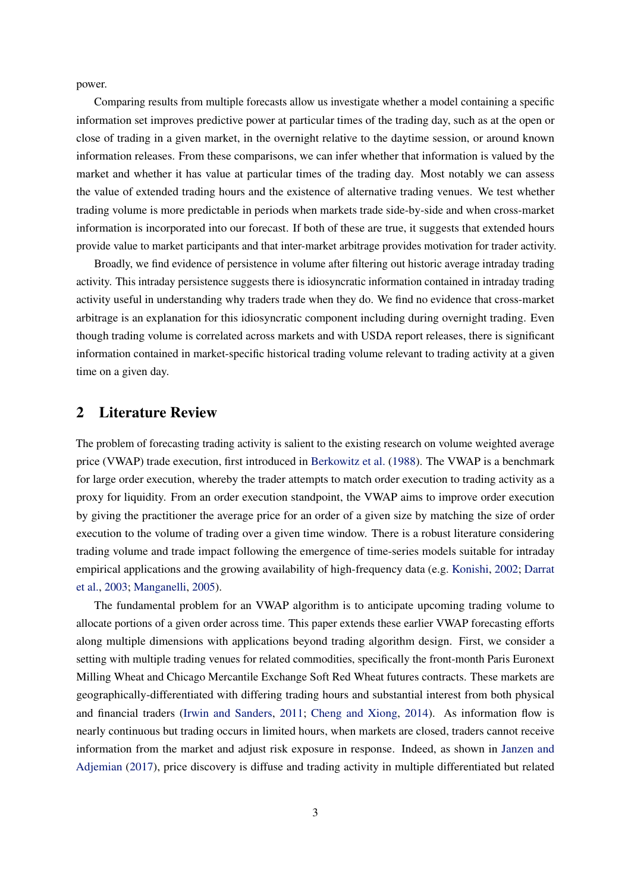power.

Comparing results from multiple forecasts allow us investigate whether a model containing a specific information set improves predictive power at particular times of the trading day, such as at the open or close of trading in a given market, in the overnight relative to the daytime session, or around known information releases. From these comparisons, we can infer whether that information is valued by the market and whether it has value at particular times of the trading day. Most notably we can assess the value of extended trading hours and the existence of alternative trading venues. We test whether trading volume is more predictable in periods when markets trade side-by-side and when cross-market information is incorporated into our forecast. If both of these are true, it suggests that extended hours provide value to market participants and that inter-market arbitrage provides motivation for trader activity.

Broadly, we find evidence of persistence in volume after filtering out historic average intraday trading activity. This intraday persistence suggests there is idiosyncratic information contained in intraday trading activity useful in understanding why traders trade when they do. We find no evidence that cross-market arbitrage is an explanation for this idiosyncratic component including during overnight trading. Even though trading volume is correlated across markets and with USDA report releases, there is significant information contained in market-specific historical trading volume relevant to trading activity at a given time on a given day.

## 2 Literature Review

The problem of forecasting trading activity is salient to the existing research on volume weighted average price (VWAP) trade execution, first introduced in Berkowitz et al. (1988). The VWAP is a benchmark for large order execution, whereby the trader attempts to match order execution to trading activity as a proxy for liquidity. From an order execution standpoint, the VWAP aims to improve order execution by giving the practitioner the average price for an order of a given size by matching the size of order execution to the volume of trading over a given time window. There is a robust literature considering trading volume and trade impact following the emergence of time-series models suitable for intraday empirical applications and the growing availability of high-frequency data (e.g. Konishi, 2002; Darrat et al., 2003; Manganelli, 2005).

The fundamental problem for an VWAP algorithm is to anticipate upcoming trading volume to allocate portions of a given order across time. This paper extends these earlier VWAP forecasting efforts along multiple dimensions with applications beyond trading algorithm design. First, we consider a setting with multiple trading venues for related commodities, specifically the front-month Paris Euronext Milling Wheat and Chicago Mercantile Exchange Soft Red Wheat futures contracts. These markets are geographically-differentiated with differing trading hours and substantial interest from both physical and financial traders (Irwin and Sanders, 2011; Cheng and Xiong, 2014). As information flow is nearly continuous but trading occurs in limited hours, when markets are closed, traders cannot receive information from the market and adjust risk exposure in response. Indeed, as shown in Janzen and Adjemian (2017), price discovery is diffuse and trading activity in multiple differentiated but related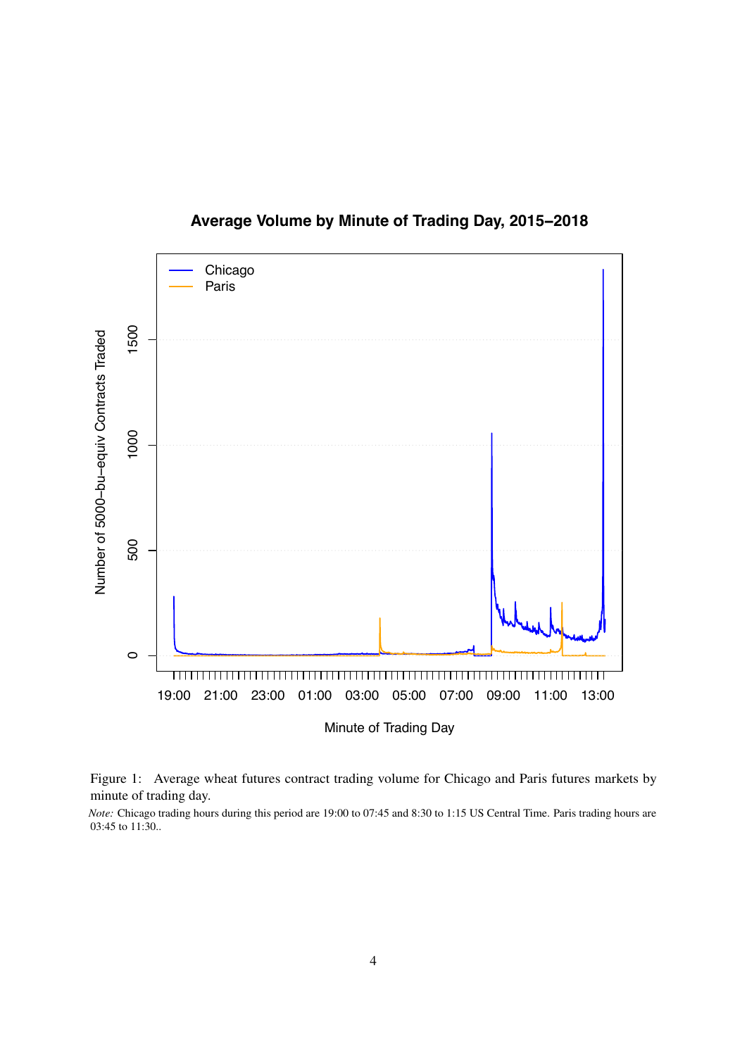Figure 1: Average wheat futures contract trading volume for Chicago and Paris futures markets by minute of trading day.

*Note:* Chicago trading hours during this period are 19:00 to 07:45 and 8:30 to 1:15 US Central Time. Paris trading hours are 03:45 to 11:30..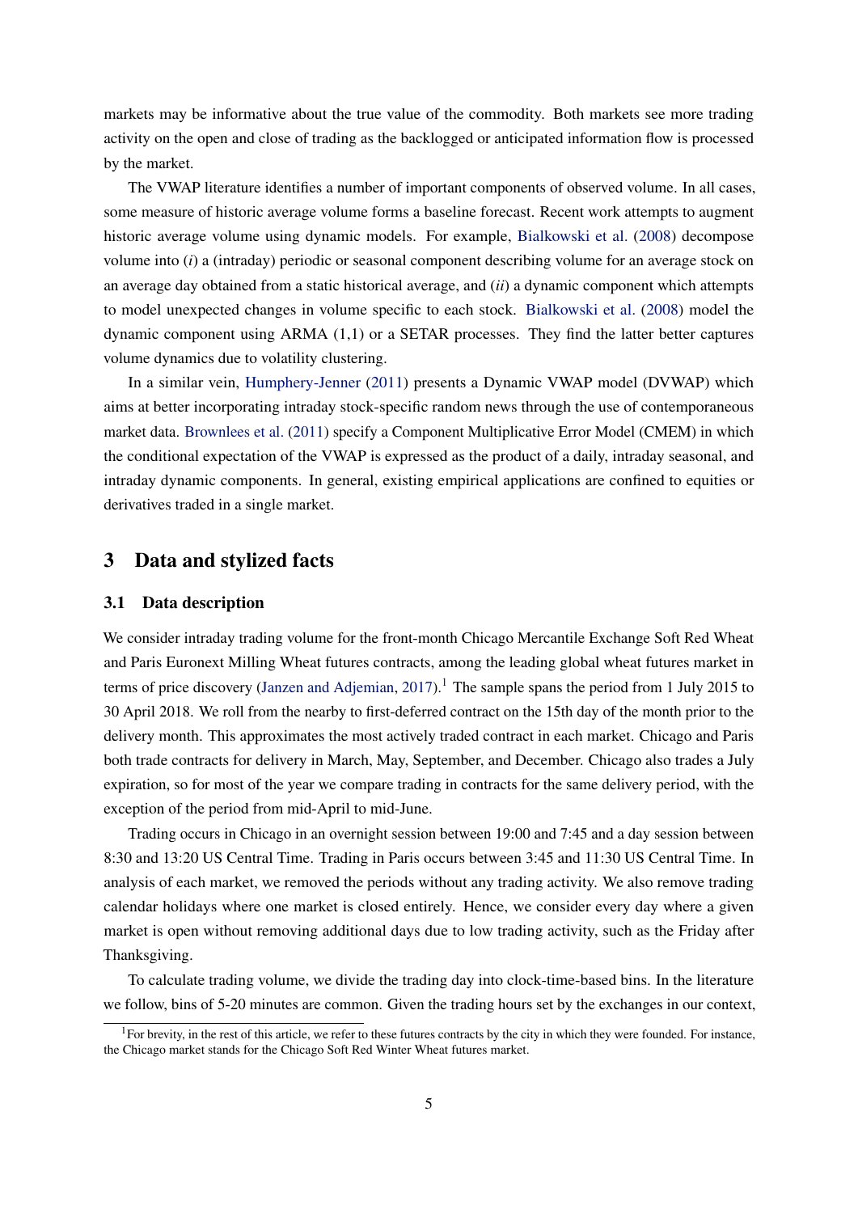markets may be informative about the true value of the commodity. Both markets see more trading activity on the open and close of trading as the backlogged or anticipated information flow is processed by the market.

The VWAP literature identifies a number of important components of observed volume. In all cases, some measure of historic average volume forms a baseline forecast. Recent work attempts to augment historic average volume using dynamic models. For example, Bialkowski et al. (2008) decompose volume into (*i*) a (intraday) periodic or seasonal component describing volume for an average stock on an average day obtained from a static historical average, and (*ii*) a dynamic component which attempts to model unexpected changes in volume specific to each stock. Bialkowski et al. (2008) model the dynamic component using ARMA (1,1) or a SETAR processes. They find the latter better captures volume dynamics due to volatility clustering.

In a similar vein, Humphery-Jenner (2011) presents a Dynamic VWAP model (DVWAP) which aims at better incorporating intraday stock-specific random news through the use of contemporaneous market data. Brownlees et al. (2011) specify a Component Multiplicative Error Model (CMEM) in which the conditional expectation of the VWAP is expressed as the product of a daily, intraday seasonal, and intraday dynamic components. In general, existing empirical applications are confined to equities or derivatives traded in a single market.

## 3 Data and stylized facts

### 3.1 Data description

We consider intraday trading volume for the front-month Chicago Mercantile Exchange Soft Red Wheat and Paris Euronext Milling Wheat futures contracts, among the leading global wheat futures market in terms of price discovery (Janzen and Adjemian, 2017).[1] The sample spans the period from 1 July 2015 to 30 April 2018. We roll from the nearby to first-deferred contract on the 15th day of the month prior to the delivery month. This approximates the most actively traded contract in each market. Chicago and Paris both trade contracts for delivery in March, May, September, and December. Chicago also trades a July expiration, so for most of the year we compare trading in contracts for the same delivery period, with the exception of the period from mid-April to mid-June.

Trading occurs in Chicago in an overnight session between 19:00 and 7:45 and a day session between 8:30 and 13:20 US Central Time. Trading in Paris occurs between 3:45 and 11:30 US Central Time. In analysis of each market, we removed the periods without any trading activity. We also remove trading calendar holidays where one market is closed entirely. Hence, we consider every day where a given market is open without removing additional days due to low trading activity, such as the Friday after Thanksgiving.

To calculate trading volume, we divide the trading day into clock-time-based bins. In the literature we follow, bins of 5-20 minutes are common. Given the trading hours set by the exchanges in our context,

[1] For brevity, in the rest of this article, we refer to these futures contracts by the city in which they were founded. For instance, the Chicago market stands for the Chicago Soft Red Winter Wheat futures market.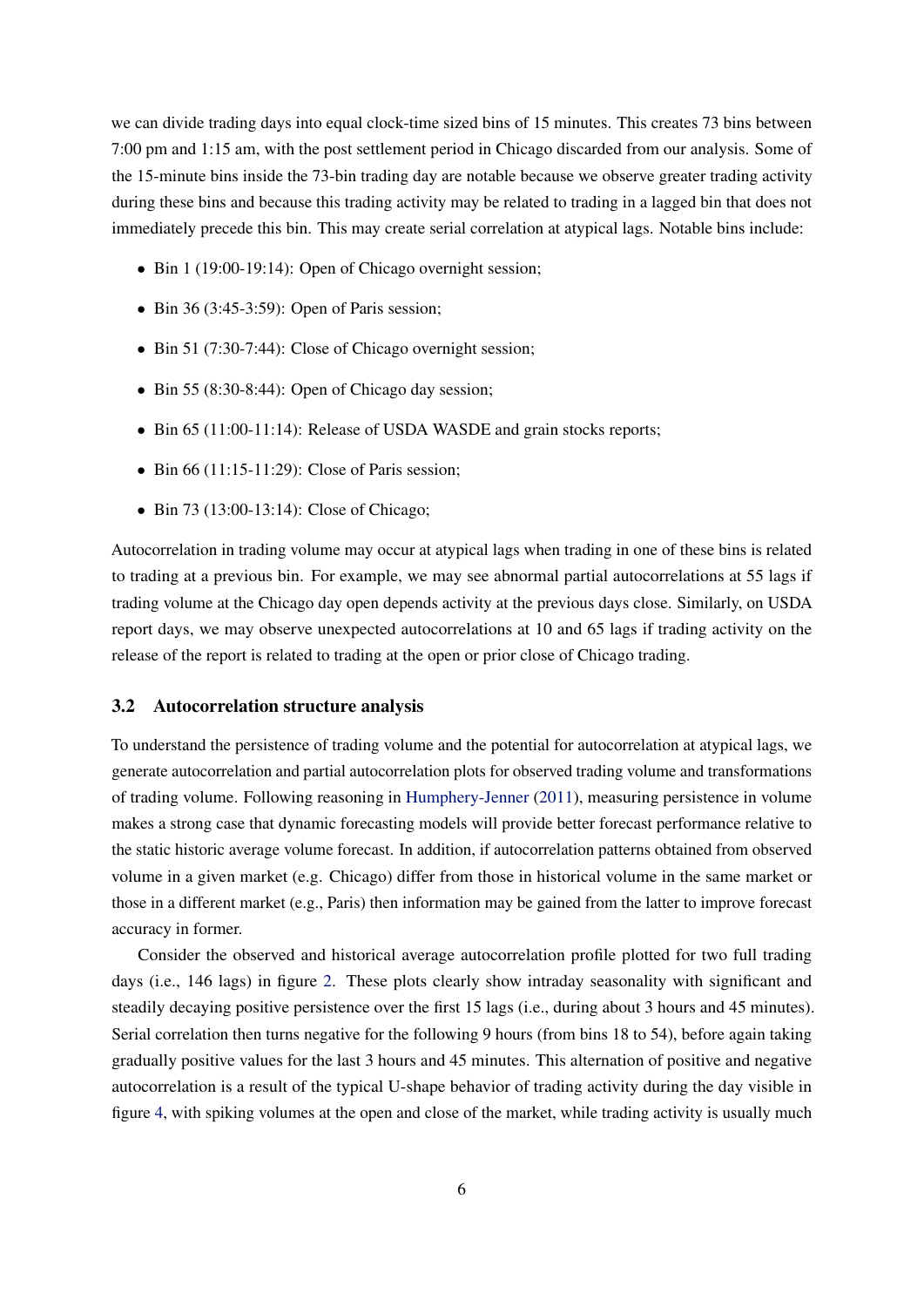we can divide trading days into equal clock-time sized bins of 15 minutes. This creates 73 bins between 7:00 pm and 1:15 am, with the post settlement period in Chicago discarded from our analysis. Some of the 15-minute bins inside the 73-bin trading day are notable because we observe greater trading activity during these bins and because this trading activity may be related to trading in a lagged bin that does not immediately precede this bin. This may create serial correlation at atypical lags. Notable bins include:

- Bin 1 (19:00-19:14): Open of Chicago overnight session;
- Bin 36 (3:45-3:59): Open of Paris session;
- Bin 51 (7:30-7:44): Close of Chicago overnight session;
- Bin 55 (8:30-8:44): Open of Chicago day session;
- Bin 65 (11:00-11:14): Release of USDA WASDE and grain stocks reports;
- Bin 66 (11:15-11:29): Close of Paris session;
- Bin 73 (13:00-13:14): Close of Chicago;

Autocorrelation in trading volume may occur at atypical lags when trading in one of these bins is related to trading at a previous bin. For example, we may see abnormal partial autocorrelations at 55 lags if trading volume at the Chicago day open depends activity at the previous days close. Similarly, on USDA report days, we may observe unexpected autocorrelations at 10 and 65 lags if trading activity on the release of the report is related to trading at the open or prior close of Chicago trading.

### 3.2 Autocorrelation structure analysis

To understand the persistence of trading volume and the potential for autocorrelation at atypical lags, we generate autocorrelation and partial autocorrelation plots for observed trading volume and transformations of trading volume. Following reasoning in Humphery-Jenner (2011), measuring persistence in volume makes a strong case that dynamic forecasting models will provide better forecast performance relative to the static historic average volume forecast. In addition, if autocorrelation patterns obtained from observed volume in a given market (e.g. Chicago) differ from those in historical volume in the same market or those in a different market (e.g., Paris) then information may be gained from the latter to improve forecast accuracy in former.

Consider the observed and historical average autocorrelation profile plotted for two full trading days (i.e., 146 lags) in figure 2. These plots clearly show intraday seasonality with significant and steadily decaying positive persistence over the first 15 lags (i.e., during about 3 hours and 45 minutes). Serial correlation then turns negative for the following 9 hours (from bins 18 to 54), before again taking gradually positive values for the last 3 hours and 45 minutes. This alternation of positive and negative autocorrelation is a result of the typical U-shape behavior of trading activity during the day visible in figure 4, with spiking volumes at the open and close of the market, while trading activity is usually much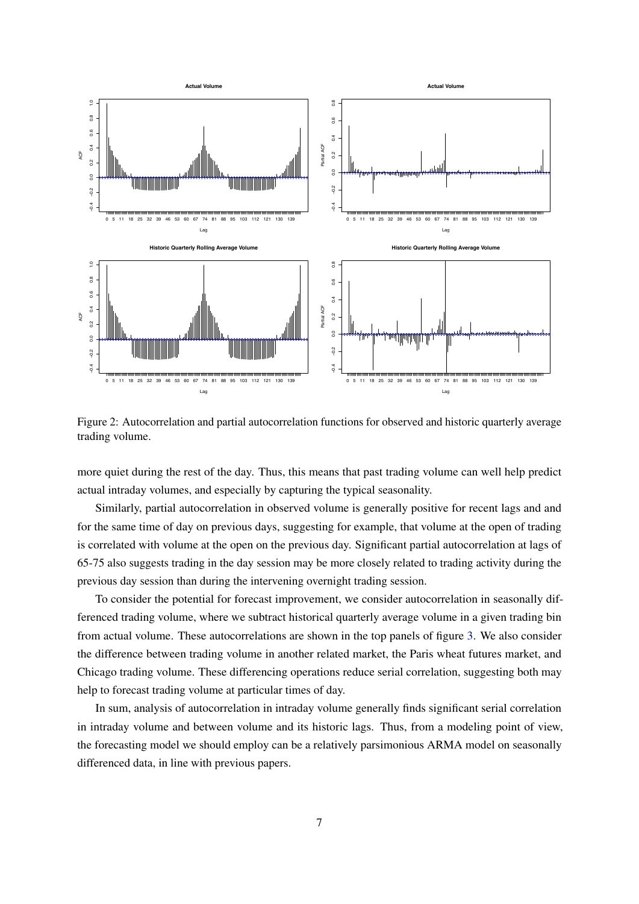Figure 2: Autocorrelation and partial autocorrelation functions for observed and historic quarterly average trading volume.

more quiet during the rest of the day. Thus, this means that past trading volume can well help predict actual intraday volumes, and especially by capturing the typical seasonality.

Similarly, partial autocorrelation in observed volume is generally positive for recent lags and and for the same time of day on previous days, suggesting for example, that volume at the open of trading is correlated with volume at the open on the previous day. Significant partial autocorrelation at lags of 65-75 also suggests trading in the day session may be more closely related to trading activity during the previous day session than during the intervening overnight trading session.

To consider the potential for forecast improvement, we consider autocorrelation in seasonally differenced trading volume, where we subtract historical quarterly average volume in a given trading bin from actual volume. These autocorrelations are shown in the top panels of figure 3. We also consider the difference between trading volume in another related market, the Paris wheat futures market, and Chicago trading volume. These differencing operations reduce serial correlation, suggesting both may help to forecast trading volume at particular times of day.

In sum, analysis of autocorrelation in intraday volume generally finds significant serial correlation in intraday volume and between volume and its historic lags. Thus, from a modeling point of view, the forecasting model we should employ can be a relatively parsimonious ARMA model on seasonally differenced data, in line with previous papers.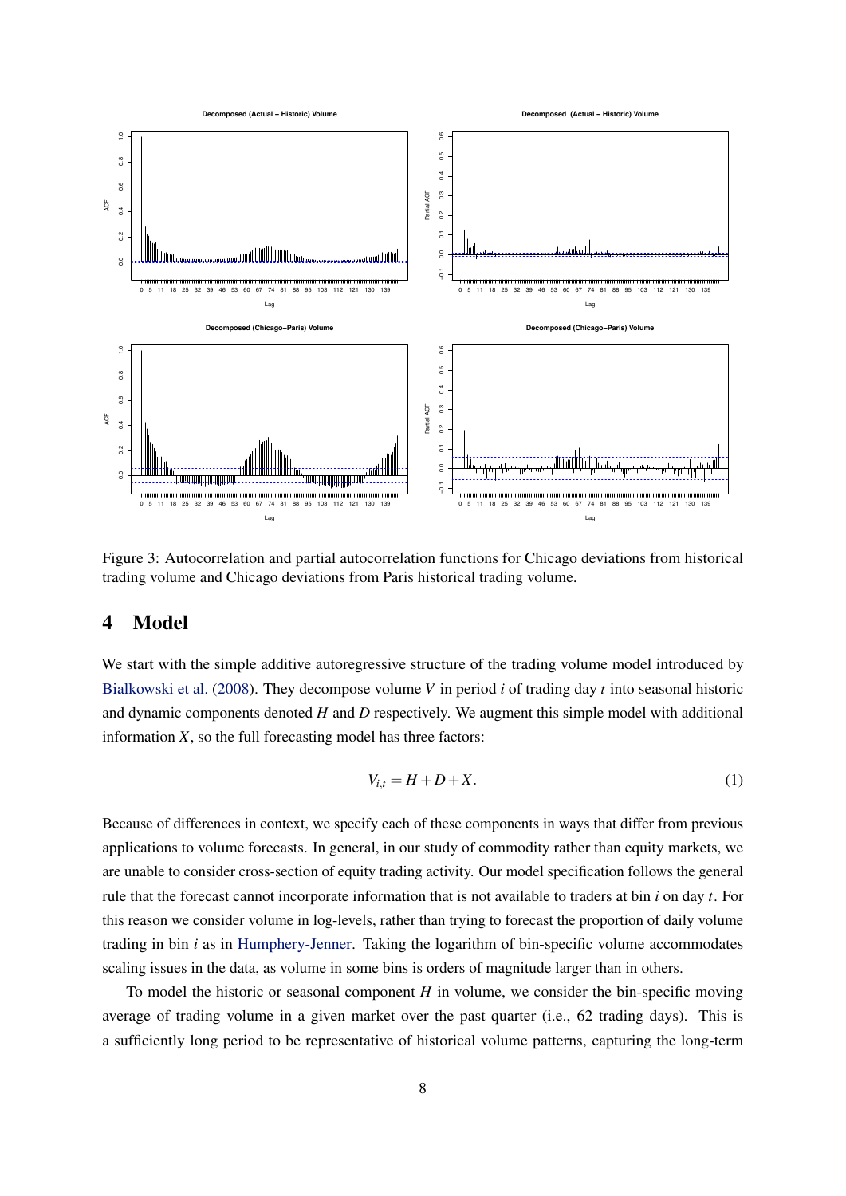Figure 3: Autocorrelation and partial autocorrelation functions for Chicago deviations from historical trading volume and Chicago deviations from Paris historical trading volume.

# 4 Model

We start with the simple additive autoregressive structure of the trading volume model introduced by Bialkowski et al. (2008). They decompose volume $V$ in period $i$ of trading day $t$ into seasonal historic and dynamic components denoted $H$ and $D$ respectively. We augment this simple model with additional information $X$, so the full forecasting model has three factors:

$$V_{i,t} = H + D + X. \tag{1}$$

Because of differences in context, we specify each of these components in ways that differ from previous applications to volume forecasts. In general, in our study of commodity rather than equity markets, we are unable to consider cross-section of equity trading activity. Our model specification follows the general rule that the forecast cannot incorporate information that is not available to traders at bin $i$ on day $t$. For this reason we consider volume in log-levels, rather than trying to forecast the proportion of daily volume trading in bin $i$ as in Humphery-Jenner. Taking the logarithm of bin-specific volume accommodates scaling issues in the data, as volume in some bins is orders of magnitude larger than in others.

To model the historic or seasonal component $H$ in volume, we consider the bin-specific moving average of trading volume in a given market over the past quarter (i.e., 62 trading days). This is a sufficiently long period to be representative of historical volume patterns, capturing the long-term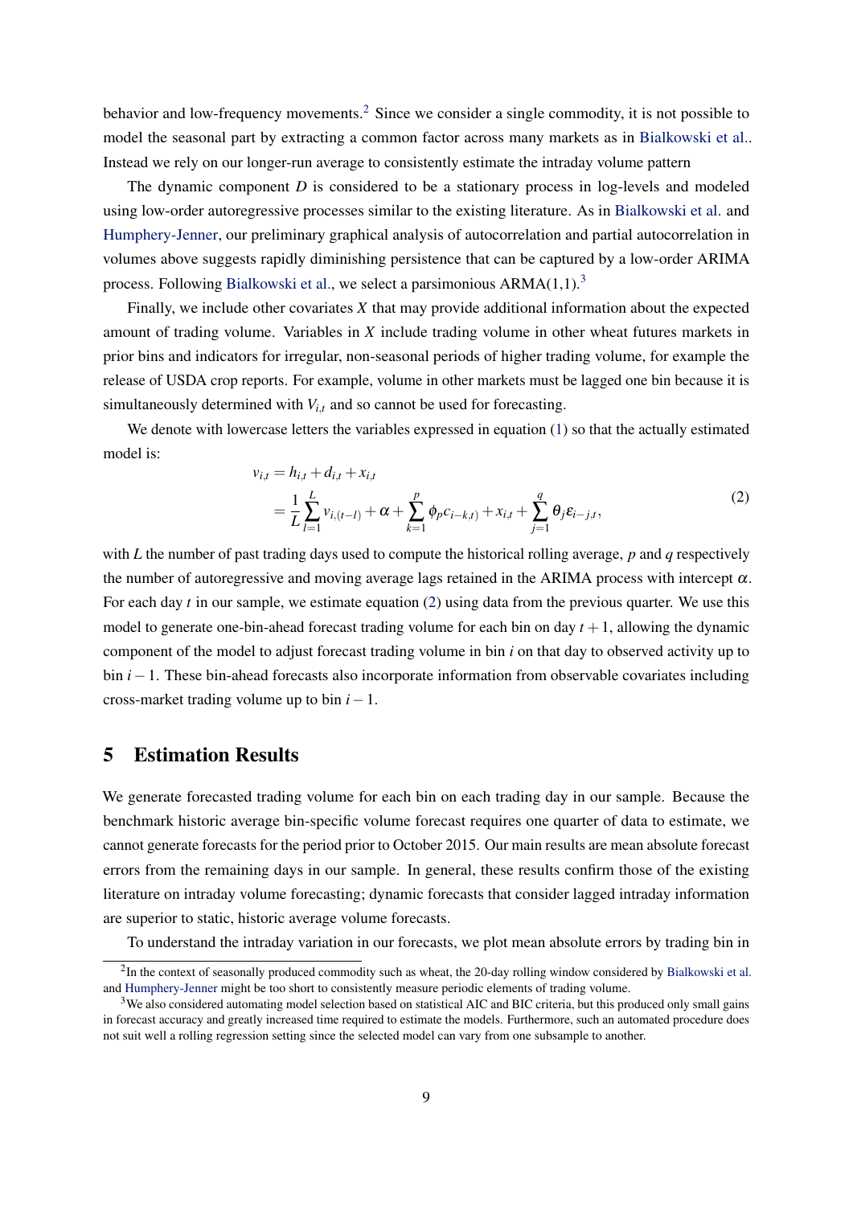behavior and low-frequency movements.[2] Since we consider a single commodity, it is not possible to model the seasonal part by extracting a common factor across many markets as in Bialkowski et al.. Instead we rely on our longer-run average to consistently estimate the intraday volume pattern

The dynamic component $D$ is considered to be a stationary process in log-levels and modeled using low-order autoregressive processes similar to the existing literature. As in Bialkowski et al. and Humphery-Jenner, our preliminary graphical analysis of autocorrelation and partial autocorrelation in volumes above suggests rapidly diminishing persistence that can be captured by a low-order ARIMA process. Following Bialkowski et al., we select a parsimonious ARMA(1,1).[3]

Finally, we include other covariates $X$ that may provide additional information about the expected amount of trading volume. Variables in $X$ include trading volume in other wheat futures markets in prior bins and indicators for irregular, non-seasonal periods of higher trading volume, for example the release of USDA crop reports. For example, volume in other markets must be lagged one bin because it is simultaneously determined with $V_{i,t}$ and so cannot be used for forecasting.

We denote with lowercase letters the variables expressed in equation (1) so that the actually estimated model is:

$$
\begin{aligned}
v_{i,t} &= h_{i,t} + d_{i,t} + x_{i,t} \\
&= \frac{1}{L}\sum_{l=1}^{L} v_{i,(t-l)} + \alpha + \sum_{k=1}^{p} \phi_p c_{i-k,t)} + x_{i,t} + \sum_{j=1}^{q} \theta_j \varepsilon_{i-j,t},
\end{aligned}
\tag{2}
$$

with $L$ the number of past trading days used to compute the historical rolling average, $p$ and $q$ respectively the number of autoregressive and moving average lags retained in the ARIMA process with intercept $\alpha$. For each day $t$ in our sample, we estimate equation (2) using data from the previous quarter. We use this model to generate one-bin-ahead forecast trading volume for each bin on day $t+1$, allowing the dynamic component of the model to adjust forecast trading volume in bin $i$ on that day to observed activity up to bin $i-1$. These bin-ahead forecasts also incorporate information from observable covariates including cross-market trading volume up to bin $i-1$.

## 5 Estimation Results

We generate forecasted trading volume for each bin on each trading day in our sample. Because the benchmark historic average bin-specific volume forecast requires one quarter of data to estimate, we cannot generate forecasts for the period prior to October 2015. Our main results are mean absolute forecast errors from the remaining days in our sample. In general, these results confirm those of the existing literature on intraday volume forecasting; dynamic forecasts that consider lagged intraday information are superior to static, historic average volume forecasts.

To understand the intraday variation in our forecasts, we plot mean absolute errors by trading bin in

[2] In the context of seasonally produced commodity such as wheat, the 20-day rolling window considered by Bialkowski et al. and Humphery-Jenner might be too short to consistently measure periodic elements of trading volume.

[3] We also considered automating model selection based on statistical AIC and BIC criteria, but this produced only small gains in forecast accuracy and greatly increased time required to estimate the models. Furthermore, such an automated procedure does not suit well a rolling regression setting since the selected model can vary from one subsample to another.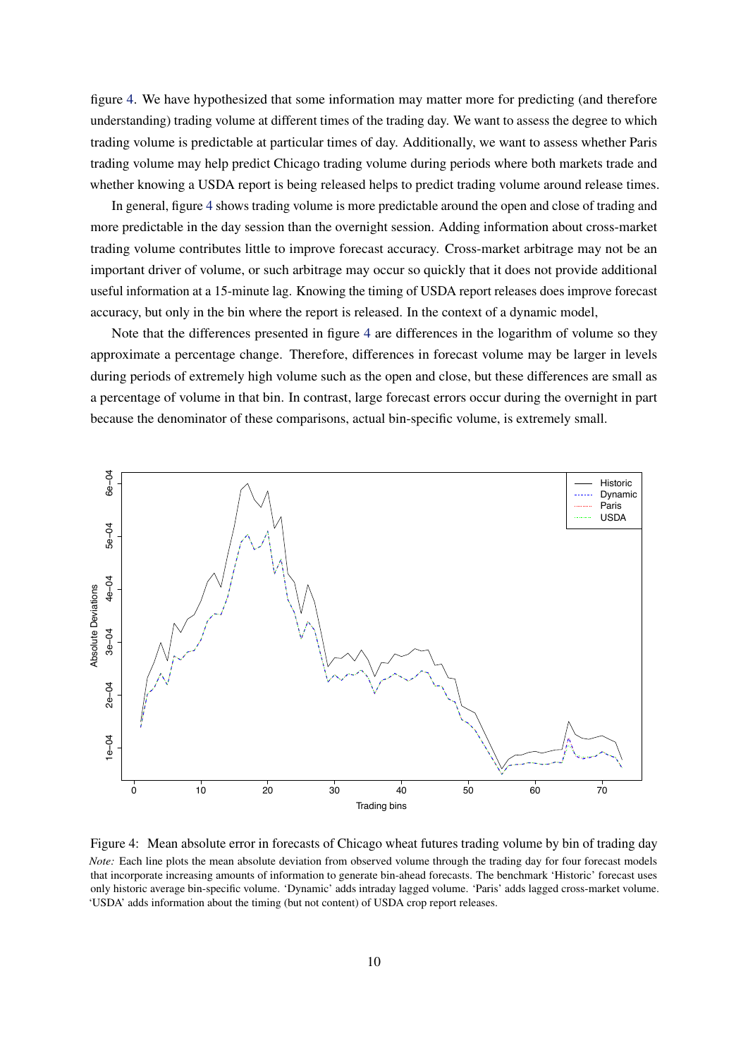figure 4. We have hypothesized that some information may matter more for predicting (and therefore understanding) trading volume at different times of the trading day. We want to assess the degree to which trading volume is predictable at particular times of day. Additionally, we want to assess whether Paris trading volume may help predict Chicago trading volume during periods where both markets trade and whether knowing a USDA report is being released helps to predict trading volume around release times.

In general, figure 4 shows trading volume is more predictable around the open and close of trading and more predictable in the day session than the overnight session. Adding information about cross-market trading volume contributes little to improve forecast accuracy. Cross-market arbitrage may not be an important driver of volume, or such arbitrage may occur so quickly that it does not provide additional useful information at a 15-minute lag. Knowing the timing of USDA report releases does improve forecast accuracy, but only in the bin where the report is released. In the context of a dynamic model,

Note that the differences presented in figure 4 are differences in the logarithm of volume so they approximate a percentage change. Therefore, differences in forecast volume may be larger in levels during periods of extremely high volume such as the open and close, but these differences are small as a percentage of volume in that bin. In contrast, large forecast errors occur during the overnight in part because the denominator of these comparisons, actual bin-specific volume, is extremely small.

Figure 4: Mean absolute error in forecasts of Chicago wheat futures trading volume by bin of trading day

*Note:* Each line plots the mean absolute deviation from observed volume through the trading day for four forecast models that incorporate increasing amounts of information to generate bin-ahead forecasts. The benchmark 'Historic' forecast uses only historic average bin-specific volume. 'Dynamic' adds intraday lagged volume. 'Paris' adds lagged cross-market volume. 'USDA' adds information about the timing (but not content) of USDA crop report releases.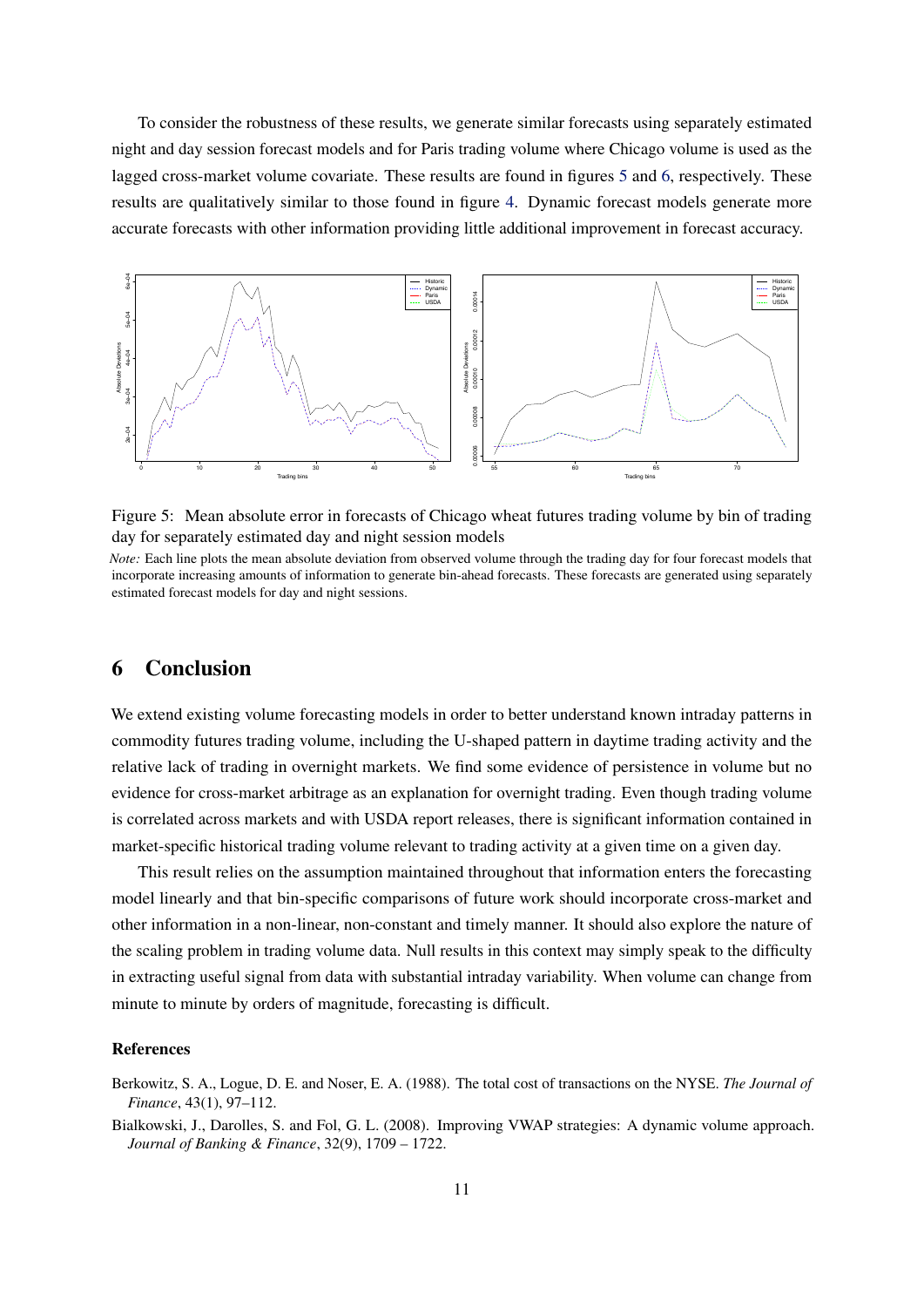To consider the robustness of these results, we generate similar forecasts using separately estimated night and day session forecast models and for Paris trading volume where Chicago volume is used as the lagged cross-market volume covariate. These results are found in figures 5 and 6, respectively. These results are qualitatively similar to those found in figure 4. Dynamic forecast models generate more accurate forecasts with other information providing little additional improvement in forecast accuracy.

Figure 5: Mean absolute error in forecasts of Chicago wheat futures trading volume by bin of trading day for separately estimated day and night session models

*Note:* Each line plots the mean absolute deviation from observed volume through the trading day for four forecast models that incorporate increasing amounts of information to generate bin-ahead forecasts. These forecasts are generated using separately estimated forecast models for day and night sessions.

## 6 Conclusion

We extend existing volume forecasting models in order to better understand known intraday patterns in commodity futures trading volume, including the U-shaped pattern in daytime trading activity and the relative lack of trading in overnight markets. We find some evidence of persistence in volume but no evidence for cross-market arbitrage as an explanation for overnight trading. Even though trading volume is correlated across markets and with USDA report releases, there is significant information contained in market-specific historical trading volume relevant to trading activity at a given time on a given day.

This result relies on the assumption maintained throughout that information enters the forecasting model linearly and that bin-specific comparisons of future work should incorporate cross-market and other information in a non-linear, non-constant and timely manner. It should also explore the nature of the scaling problem in trading volume data. Null results in this context may simply speak to the difficulty in extracting useful signal from data with substantial intraday variability. When volume can change from minute to minute by orders of magnitude, forecasting is difficult.

### References

Berkowitz, S. A., Logue, D. E. and Noser, E. A. (1988). The total cost of transactions on the NYSE. *The Journal of Finance*, 43(1), 97–112.

Bialkowski, J., Darolles, S. and Fol, G. L. (2008). Improving VWAP strategies: A dynamic volume approach. *Journal of Banking & Finance*, 32(9), 1709 – 1722.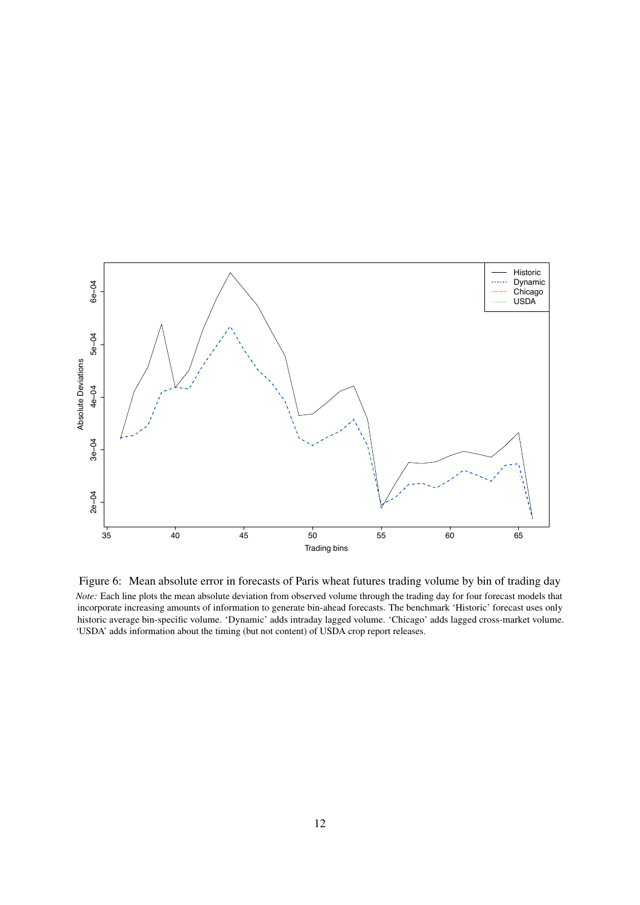Figure 6: Mean absolute error in forecasts of Paris wheat futures trading volume by bin of trading day

*Note:* Each line plots the mean absolute deviation from observed volume through the trading day for four forecast models that incorporate increasing amounts of information to generate bin-ahead forecasts. The benchmark 'Historic' forecast uses only historic average bin-specific volume. 'Dynamic' adds intraday lagged volume. 'Chicago' adds lagged cross-market volume. 'USDA' adds information about the timing (but not content) of USDA crop report releases.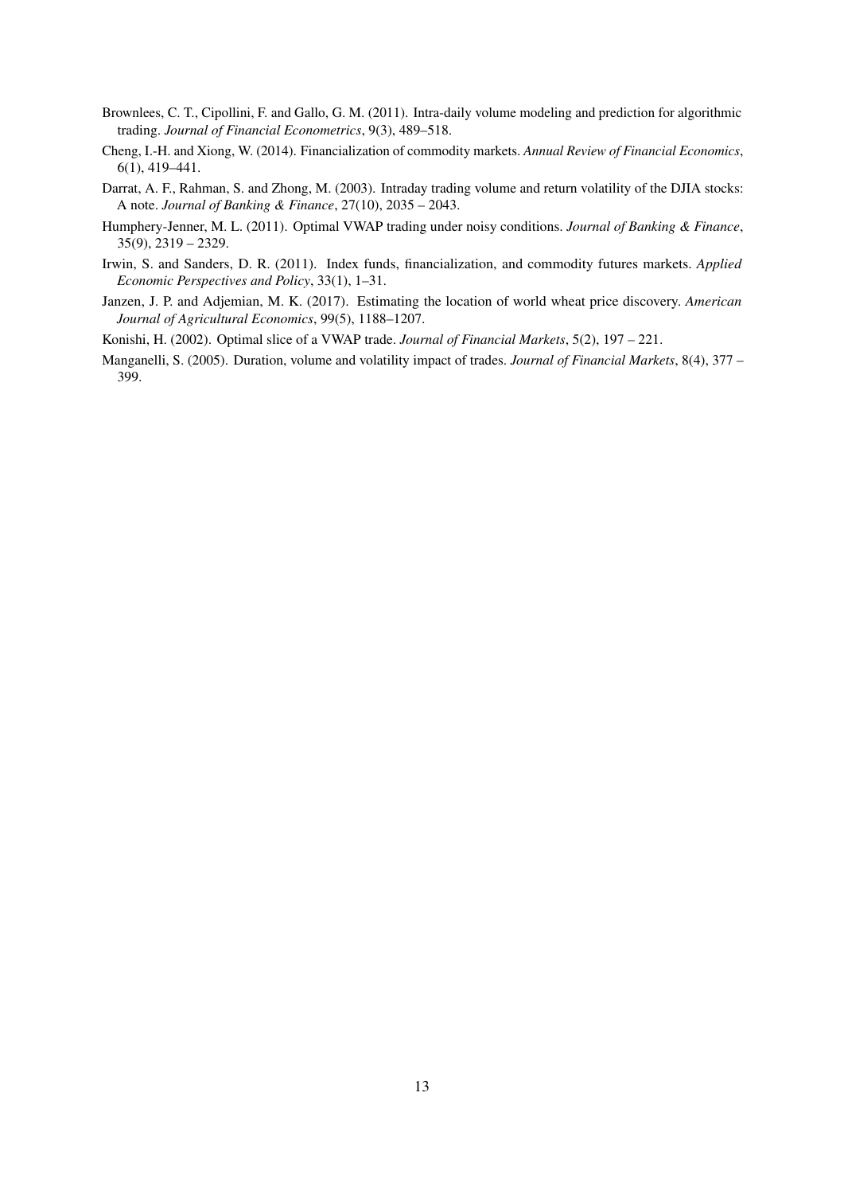Brownlees, C. T., Cipollini, F. and Gallo, G. M. (2011). Intra-daily volume modeling and prediction for algorithmic trading. *Journal of Financial Econometrics*, 9(3), 489–518.

Cheng, I.-H. and Xiong, W. (2014). Financialization of commodity markets. *Annual Review of Financial Economics*, 6(1), 419–441.

Darrat, A. F., Rahman, S. and Zhong, M. (2003). Intraday trading volume and return volatility of the DJIA stocks: A note. *Journal of Banking & Finance*, 27(10), 2035 – 2043.

Humphery-Jenner, M. L. (2011). Optimal VWAP trading under noisy conditions. *Journal of Banking & Finance*, 35(9), 2319 – 2329.

Irwin, S. and Sanders, D. R. (2011). Index funds, financialization, and commodity futures markets. *Applied Economic Perspectives and Policy*, 33(1), 1–31.

Janzen, J. P. and Adjemian, M. K. (2017). Estimating the location of world wheat price discovery. *American Journal of Agricultural Economics*, 99(5), 1188–1207.

Konishi, H. (2002). Optimal slice of a VWAP trade. *Journal of Financial Markets*, 5(2), 197 – 221.

Manganelli, S. (2005). Duration, volume and volatility impact of trades. *Journal of Financial Markets*, 8(4), 377 – 399.